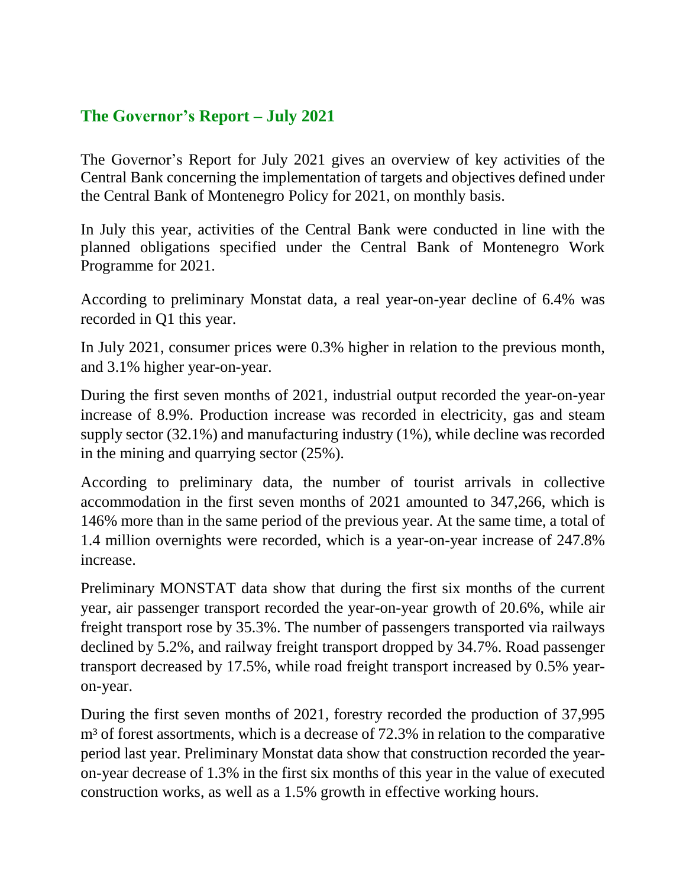## The Governor's Report – July 2021

The Governor's Report for July 2021 gives an overview of key activities of the Central Bank concerning the implementation of targets and objectives defined under the Central Bank of Montenegro Policy for 2021, on monthly basis.

In July this year, activities of the Central Bank were conducted in line with the planned obligations specified under the Central Bank of Montenegro Work Programme for 2021.

According to preliminary Monstat data, a real year-on-year decline of 6.4% was recorded in Q1 this year.

In July 2021, consumer prices were 0.3% higher in relation to the previous month, and 3.1% higher year-on-year.

During the first seven months of 2021, industrial output recorded the year-on-year increase of 8.9%. Production increase was recorded in electricity, gas and steam supply sector (32.1%) and manufacturing industry (1%), while decline was recorded in the mining and quarrying sector (25%).

According to preliminary data, the number of tourist arrivals in collective accommodation in the first seven months of 2021 amounted to 347,266, which is 146% more than in the same period of the previous year. At the same time, a total of 1.4 million overnights were recorded, which is a year-on-year increase of 247.8% increase.

Preliminary MONSTAT data show that during the first six months of the current year, air passenger transport recorded the year-on-year growth of 20.6%, while air freight transport rose by 35.3%. The number of passengers transported via railways declined by 5.2%, and railway freight transport dropped by 34.7%. Road passenger transport decreased by 17.5%, while road freight transport increased by 0.5% year-on-year.

During the first seven months of 2021, forestry recorded the production of 37,995 $m^3$ of forest assortments, which is a decrease of 72.3% in relation to the comparative period last year. Preliminary Monstat data show that construction recorded the year-on-year decrease of 1.3% in the first six months of this year in the value of executed construction works, as well as a 1.5% growth in effective working hours.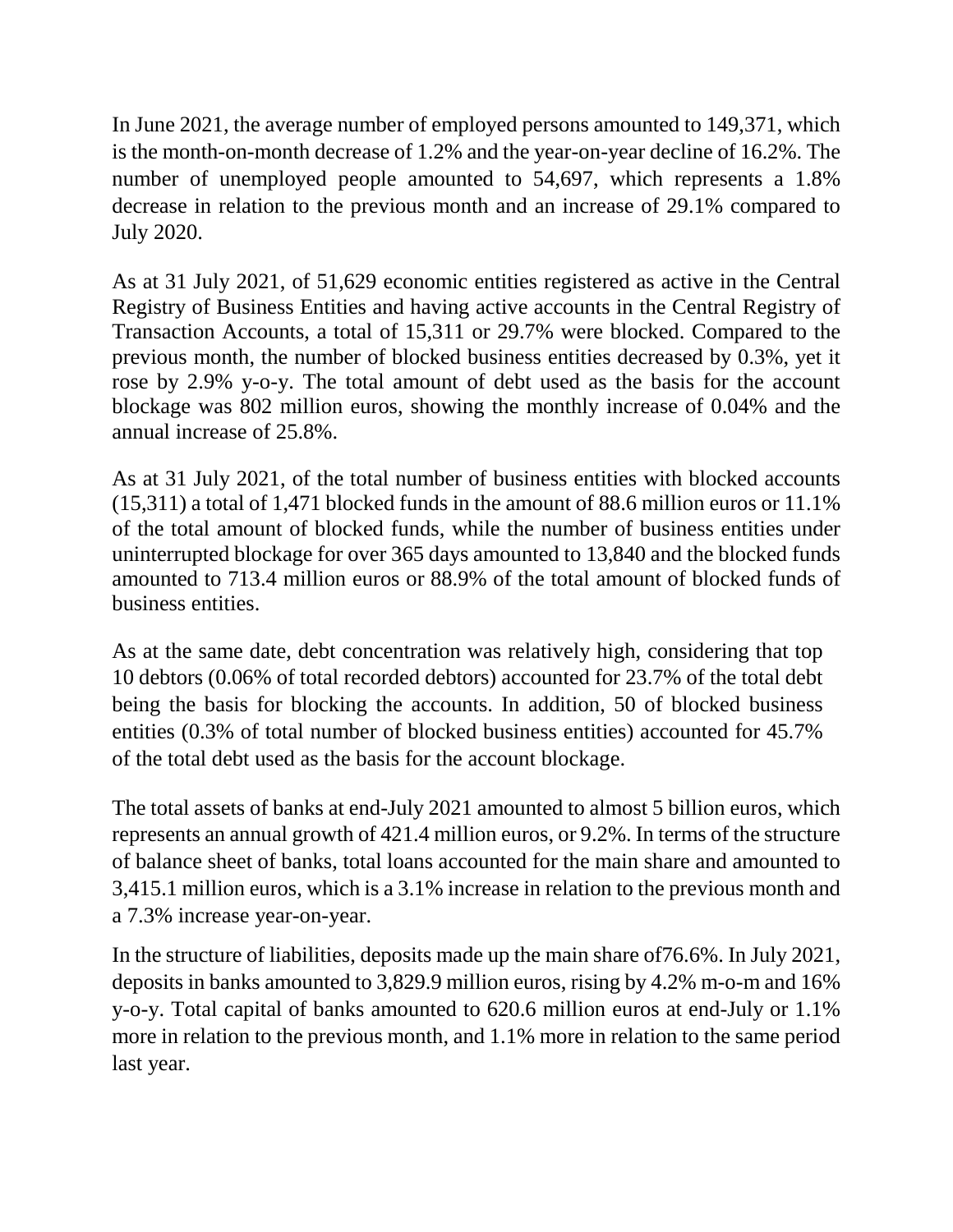In June 2021, the average number of employed persons amounted to 149,371, which is the month-on-month decrease of 1.2% and the year-on-year decline of 16.2%. The number of unemployed people amounted to 54,697, which represents a 1.8% decrease in relation to the previous month and an increase of 29.1% compared to July 2020.

As at 31 July 2021, of 51,629 economic entities registered as active in the Central Registry of Business Entities and having active accounts in the Central Registry of Transaction Accounts, a total of 15,311 or 29.7% were blocked. Compared to the previous month, the number of blocked business entities decreased by 0.3%, yet it rose by 2.9% y-o-y. The total amount of debt used as the basis for the account blockage was 802 million euros, showing the monthly increase of 0.04% and the annual increase of 25.8%.

As at 31 July 2021, of the total number of business entities with blocked accounts (15,311) a total of 1,471 blocked funds in the amount of 88.6 million euros or 11.1% of the total amount of blocked funds, while the number of business entities under uninterrupted blockage for over 365 days amounted to 13,840 and the blocked funds amounted to 713.4 million euros or 88.9% of the total amount of blocked funds of business entities.

As at the same date, debt concentration was relatively high, considering that top 10 debtors (0.06% of total recorded debtors) accounted for 23.7% of the total debt being the basis for blocking the accounts. In addition, 50 of blocked business entities (0.3% of total number of blocked business entities) accounted for 45.7% of the total debt used as the basis for the account blockage.

The total assets of banks at end-July 2021 amounted to almost 5 billion euros, which represents an annual growth of 421.4 million euros, or 9.2%. In terms of the structure of balance sheet of banks, total loans accounted for the main share and amounted to 3,415.1 million euros, which is a 3.1% increase in relation to the previous month and a 7.3% increase year-on-year.

In the structure of liabilities, deposits made up the main share of76.6%. In July 2021, deposits in banks amounted to 3,829.9 million euros, rising by 4.2% m-o-m and 16% y-o-y. Total capital of banks amounted to 620.6 million euros at end-July or 1.1% more in relation to the previous month, and 1.1% more in relation to the same period last year.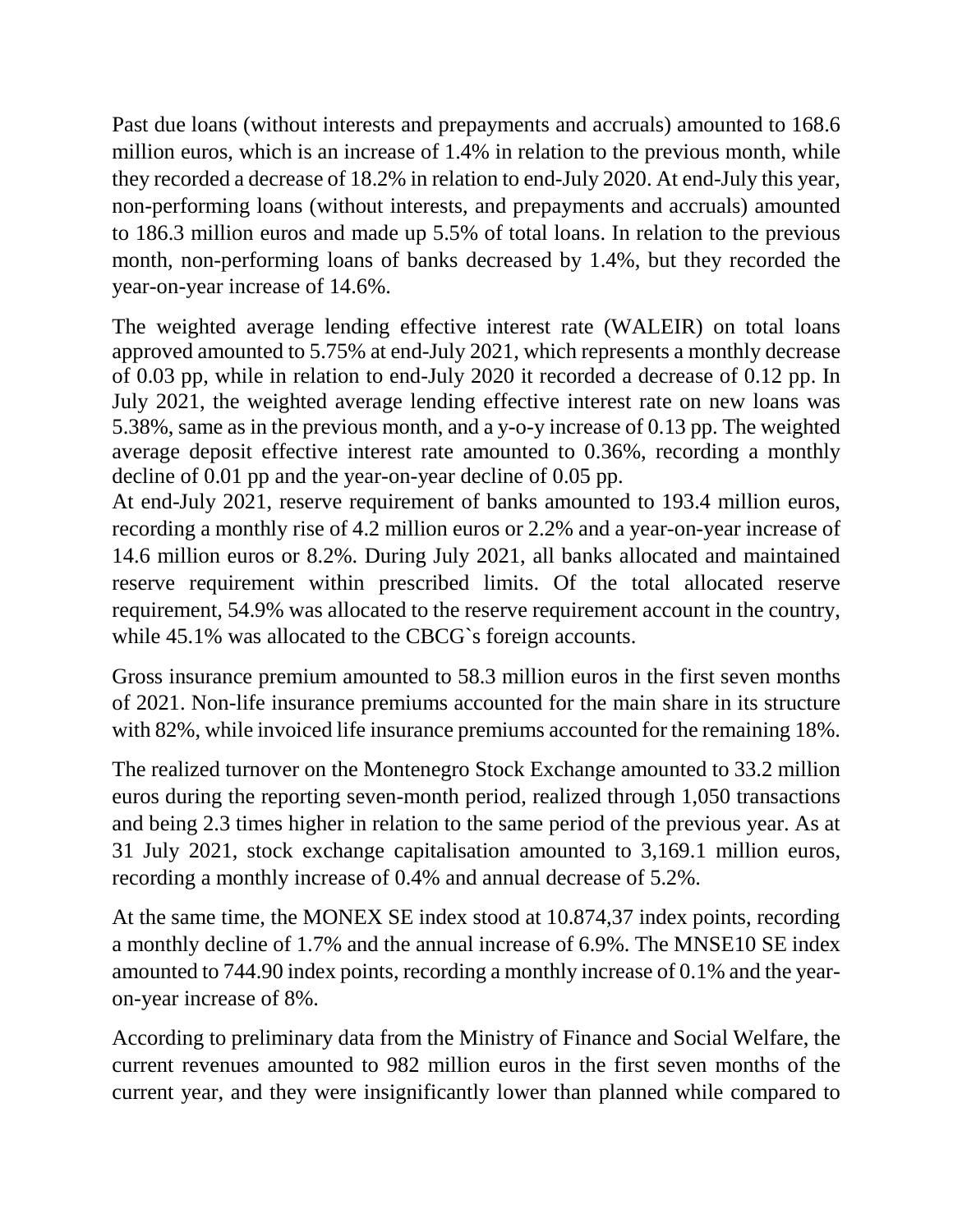Past due loans (without interests and prepayments and accruals) amounted to 168.6 million euros, which is an increase of 1.4% in relation to the previous month, while they recorded a decrease of 18.2% in relation to end-July 2020. At end-July this year, non-performing loans (without interests, and prepayments and accruals) amounted to 186.3 million euros and made up 5.5% of total loans. In relation to the previous month, non-performing loans of banks decreased by 1.4%, but they recorded the year-on-year increase of 14.6%.

The weighted average lending effective interest rate (WALEIR) on total loans approved amounted to 5.75% at end-July 2021, which represents a monthly decrease of 0.03 pp, while in relation to end-July 2020 it recorded a decrease of 0.12 pp. In July 2021, the weighted average lending effective interest rate on new loans was 5.38%, same as in the previous month, and a y-o-y increase of 0.13 pp. The weighted average deposit effective interest rate amounted to 0.36%, recording a monthly decline of 0.01 pp and the year-on-year decline of 0.05 pp.
At end-July 2021, reserve requirement of banks amounted to 193.4 million euros, recording a monthly rise of 4.2 million euros or 2.2% and a year-on-year increase of 14.6 million euros or 8.2%. During July 2021, all banks allocated and maintained reserve requirement within prescribed limits. Of the total allocated reserve requirement, 54.9% was allocated to the reserve requirement account in the country, while 45.1% was allocated to the CBCG`s foreign accounts.

Gross insurance premium amounted to 58.3 million euros in the first seven months of 2021. Non-life insurance premiums accounted for the main share in its structure with 82%, while invoiced life insurance premiums accounted for the remaining 18%.

The realized turnover on the Montenegro Stock Exchange amounted to 33.2 million euros during the reporting seven-month period, realized through 1,050 transactions and being 2.3 times higher in relation to the same period of the previous year. As at 31 July 2021, stock exchange capitalisation amounted to 3,169.1 million euros, recording a monthly increase of 0.4% and annual decrease of 5.2%.

At the same time, the MONEX SE index stood at 10.874,37 index points, recording a monthly decline of 1.7% and the annual increase of 6.9%. The MNSE10 SE index amounted to 744.90 index points, recording a monthly increase of 0.1% and the year-on-year increase of 8%.

According to preliminary data from the Ministry of Finance and Social Welfare, the current revenues amounted to 982 million euros in the first seven months of the current year, and they were insignificantly lower than planned while compared to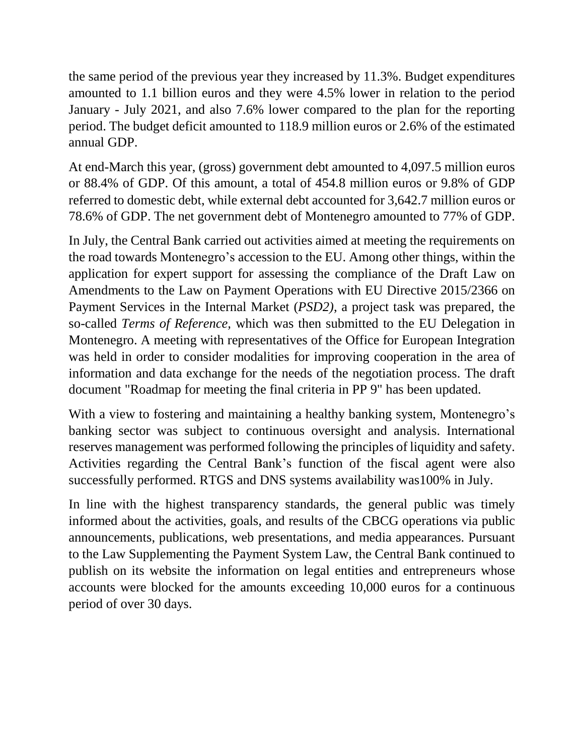the same period of the previous year they increased by 11.3%. Budget expenditures amounted to 1.1 billion euros and they were 4.5% lower in relation to the period January - July 2021, and also 7.6% lower compared to the plan for the reporting period. The budget deficit amounted to 118.9 million euros or 2.6% of the estimated annual GDP.

At end-March this year, (gross) government debt amounted to 4,097.5 million euros or 88.4% of GDP. Of this amount, a total of 454.8 million euros or 9.8% of GDP referred to domestic debt, while external debt accounted for 3,642.7 million euros or 78.6% of GDP. The net government debt of Montenegro amounted to 77% of GDP.

In July, the Central Bank carried out activities aimed at meeting the requirements on the road towards Montenegro's accession to the EU. Among other things, within the application for expert support for assessing the compliance of the Draft Law on Amendments to the Law on Payment Operations with EU Directive 2015/2366 on Payment Services in the Internal Market (*PSD2)*, a project task was prepared, the so-called *Terms of Reference*, which was then submitted to the EU Delegation in Montenegro. A meeting with representatives of the Office for European Integration was held in order to consider modalities for improving cooperation in the area of information and data exchange for the needs of the negotiation process. The draft document "Roadmap for meeting the final criteria in PP 9" has been updated.

With a view to fostering and maintaining a healthy banking system, Montenegro's banking sector was subject to continuous oversight and analysis. International reserves management was performed following the principles of liquidity and safety. Activities regarding the Central Bank's function of the fiscal agent were also successfully performed. RTGS and DNS systems availability was100% in July.

In line with the highest transparency standards, the general public was timely informed about the activities, goals, and results of the CBCG operations via public announcements, publications, web presentations, and media appearances. Pursuant to the Law Supplementing the Payment System Law, the Central Bank continued to publish on its website the information on legal entities and entrepreneurs whose accounts were blocked for the amounts exceeding 10,000 euros for a continuous period of over 30 days.